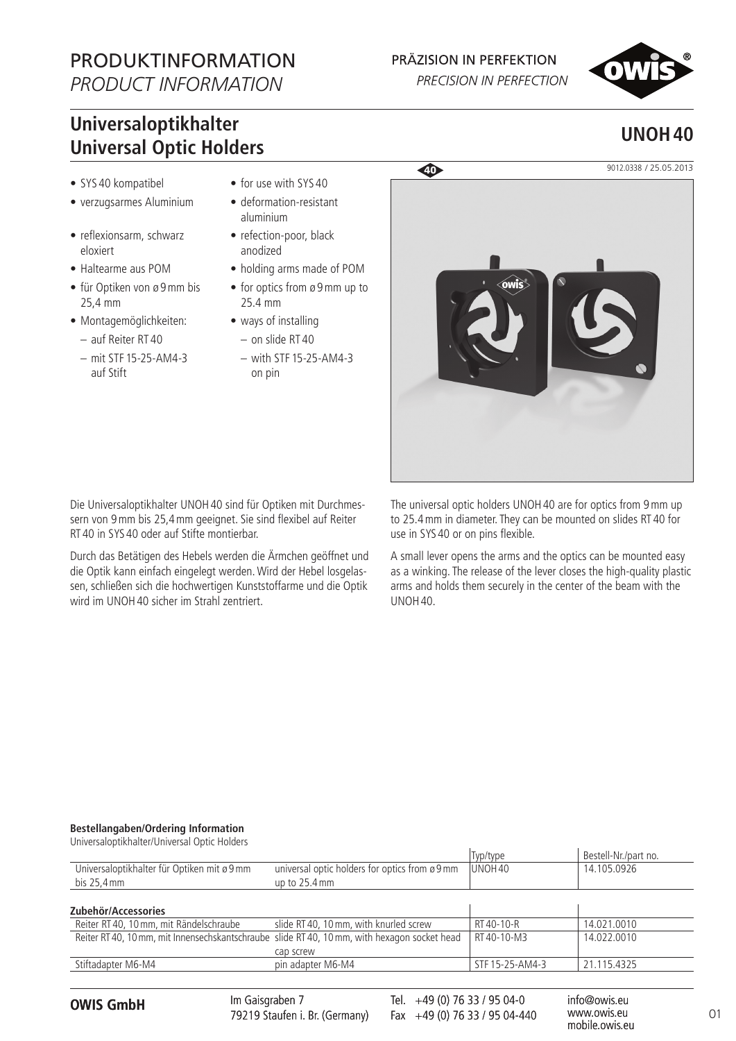# PRODUKTINFORMATION
*PRODUCT INFORMATION*

PRÄZISION IN PERFEKTION
*PRECISION IN PERFECTION*

## Universaloptikhalter
## Universal Optic Holders

## UNOH 40

9012.0338 / 25.05.2013

- SYS 40 kompatibel
- verzugsarmes Aluminium
- reflexionsarm, schwarz eloxiert
- Haltearme aus POM
- für Optiken von ø 9 mm bis 25,4 mm
- Montagemöglichkeiten:
  - auf Reiter RT 40
  - mit STF 15-25-AM4-3 auf Stift

- for use with SYS 40
- deformation-resistant aluminium
- refection-poor, black anodized
- holding arms made of POM
- for optics from ø 9 mm up to 25.4 mm
- ways of installing
  - on slide RT 40
  - with STF 15-25-AM4-3 on pin

Die Universaloptikhalter UNOH 40 sind für Optiken mit Durchmessern von 9 mm bis 25,4 mm geeignet. Sie sind flexibel auf Reiter RT 40 in SYS 40 oder auf Stifte montierbar.

Durch das Betätigen des Hebels werden die Ärmchen geöffnet und die Optik kann einfach eingelegt werden. Wird der Hebel losgelassen, schließen sich die hochwertigen Kunststoffarme und die Optik wird im UNOH 40 sicher im Strahl zentriert.

The universal optic holders UNOH 40 are for optics from 9 mm up to 25.4 mm in diameter. They can be mounted on slides RT 40 for use in SYS 40 or on pins flexible.

A small lever opens the arms and the optics can be mounted easy as a winking. The release of the lever closes the high-quality plastic arms and holds them securely in the center of the beam with the UNOH 40.

### Bestellangaben/Ordering Information

Universaloptikhalter/Universal Optic Holders

| | | Typ/type | Bestell-Nr./part no. |
|---|---|---|---|
| Universaloptikhalter für Optiken mit ø 9 mm bis 25,4 mm | universal optic holders for optics from ø 9 mm up to 25.4 mm | UNOH 40 | 14.105.0926 |
| **Zubehör/Accessories** | | | |
| Reiter RT 40, 10 mm, mit Rändelschraube | slide RT 40, 10 mm, with knurled screw | RT 40-10-R | 14.021.0010 |
| Reiter RT 40, 10 mm, mit Innensechskantschraube | slide RT 40, 10 mm, with hexagon socket head cap screw | RT 40-10-M3 | 14.022.0010 |
| Stiftadapter M6-M4 | pin adapter M6-M4 | STF 15-25-AM4-3 | 21.115.4325 |

**OWIS GmbH** Im Gaisgraben 7, 79219 Staufen i. Br. (Germany) Tel. +49 (0) 76 33 / 95 04-0 Fax +49 (0) 76 33 / 95 04-440 info@owis.eu www.owis.eu mobile.owis.eu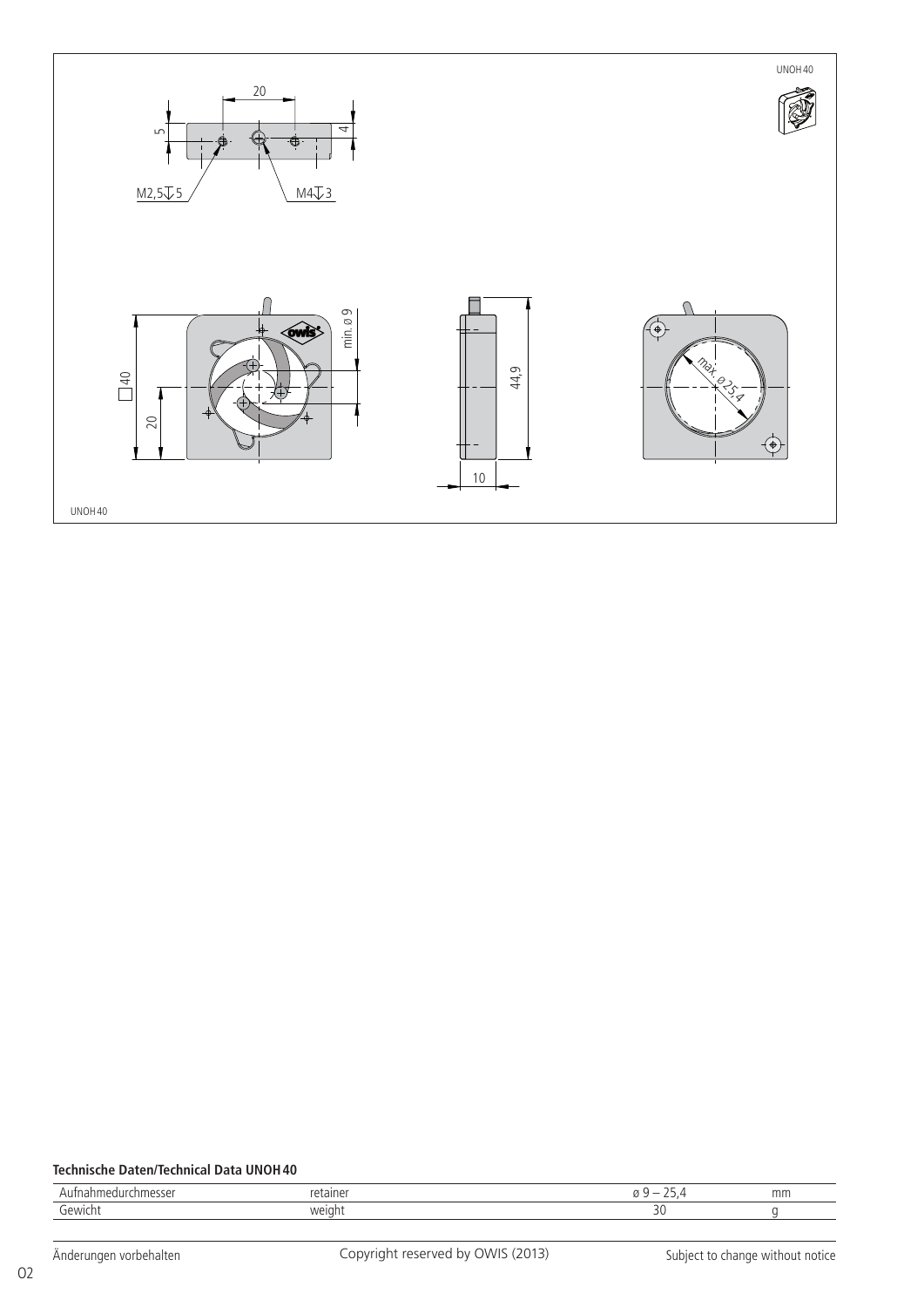UNOH 40

20

5

4

M2,5 ↧ 5

M4 ↧ 3

□40

20

min. ø 9

44,9

10

max. ø 25,4

UNOH 40

**Technische Daten/Technical Data UNOH 40**

| | | | |
|---|---|---|---|
| Aufnahmedurchmesser | retainer | ø 9 – 25,4 | mm |
| Gewicht | weight | 30 | g |

Änderungen vorbehalten — Copyright reserved by OWIS (2013) — Subject to change without notice